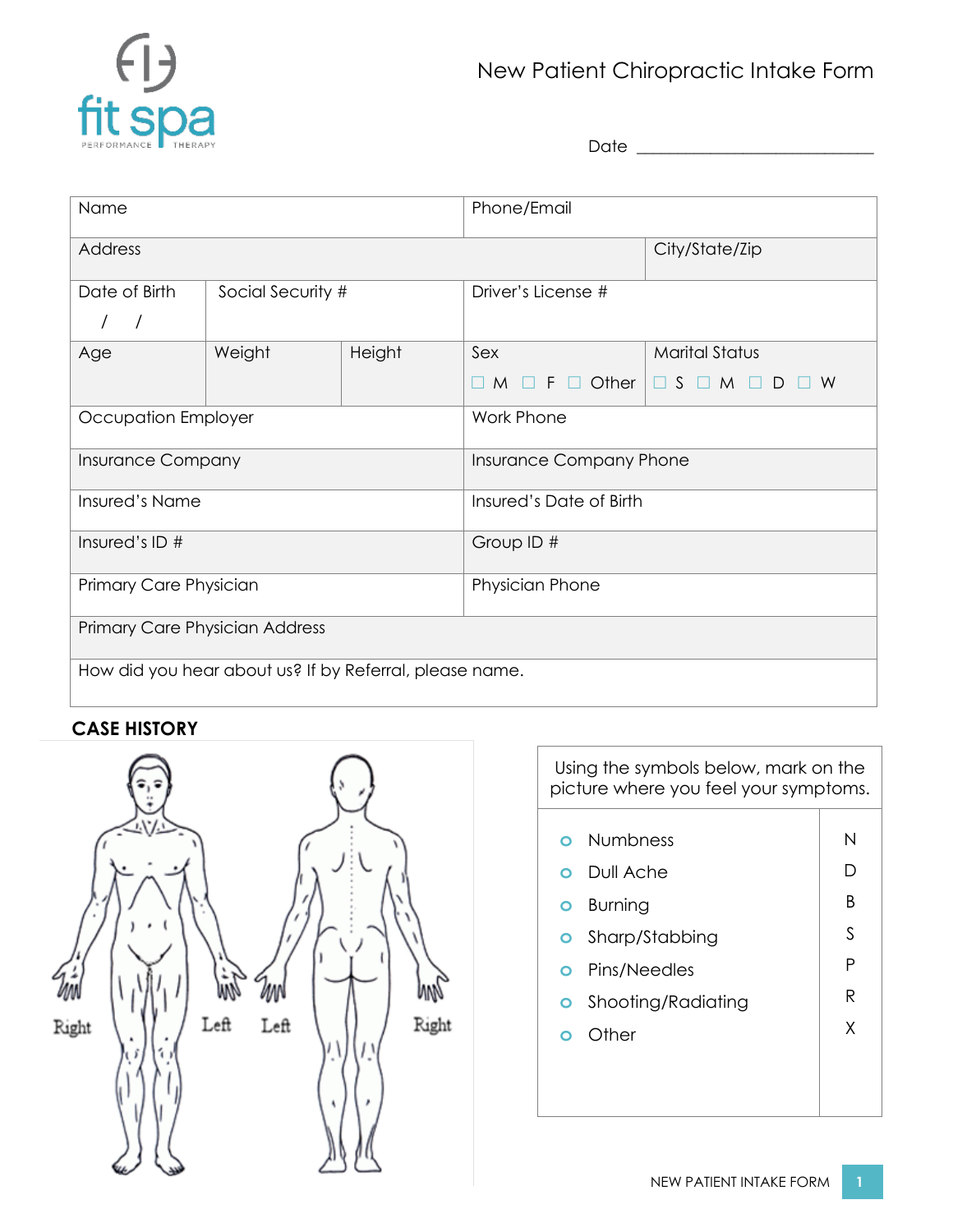# New Patient Chiropractic Intake Form

Date ___________________________

| Name | | | Phone/Email | |
|---|---|---|---|---|
| Address | | | | City/State/Zip |
| Date of Birth<br>/ / | Social Security # | | Driver's License # | |
| Age | Weight | Height | Sex<br>☐ M ☐ F ☐ Other | Marital Status<br>☐ S ☐ M ☐ D ☐ W |
| Occupation Employer | | | Work Phone | |
| Insurance Company | | | Insurance Company Phone | |
| Insured's Name | | | Insured's Date of Birth | |
| Insured's ID # | | | Group ID # | |
| Primary Care Physician | | | Physician Phone | |
| Primary Care Physician Address | | | | |
| How did you hear about us? If by Referral, please name. | | | | |

## CASE HISTORY

Right Left Left Right

| Using the symbols below, mark on the picture where you feel your symptoms. | |
|---|---|
| Numbness | N |
| Dull Ache | D |
| Burning | B |
| Sharp/Stabbing | S |
| Pins/Needles | P |
| Shooting/Radiating | R |
| Other | X |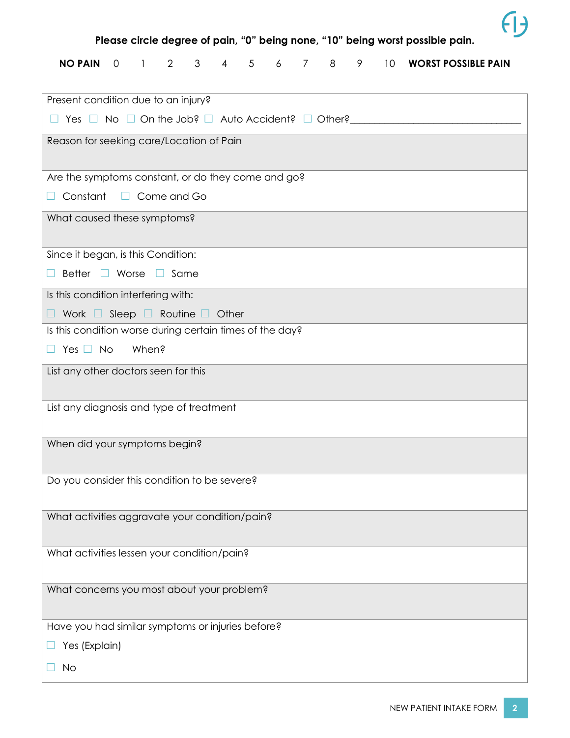**Please circle degree of pain, "0" being none, "10" being worst possible pain.**

**NO PAIN** 0 1 2 3 4 5 6 7 8 9 10 **WORST POSSIBLE PAIN**

| Present condition due to an injury? ☐ Yes ☐ No ☐ On the Job? ☐ Auto Accident? ☐ Other?___________________________________ |
|---|
| Reason for seeking care/Location of Pain |
| Are the symptoms constant, or do they come and go? ☐ Constant ☐ Come and Go |
| What caused these symptoms? |
| Since it began, is this Condition: ☐ Better ☐ Worse ☐ Same |
| Is this condition interfering with: ☐ Work ☐ Sleep ☐ Routine ☐ Other |
| Is this condition worse during certain times of the day? ☐ Yes ☐ No When? |
| List any other doctors seen for this |
| List any diagnosis and type of treatment |
| When did your symptoms begin? |
| Do you consider this condition to be severe? |
| What activities aggravate your condition/pain? |
| What activities lessen your condition/pain? |
| What concerns you most about your problem? |
| Have you had similar symptoms or injuries before? ☐ Yes (Explain) ☐ No |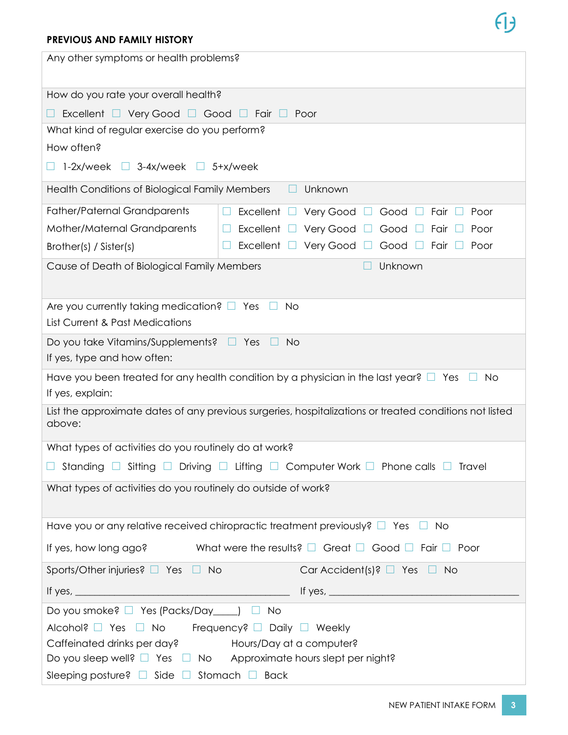## PREVIOUS AND FAMILY HISTORY

Any other symptoms or health problems?

How do you rate your overall health?

☐ Excellent ☐ Very Good ☐ Good ☐ Fair ☐ Poor

What kind of regular exercise do you perform?

How often?

☐ 1-2x/week ☐ 3-4x/week ☐ 5+x/week

| Health Conditions of Biological Family Members | ☐ Unknown |
|---|---|
| Father/Paternal Grandparents | ☐ Excellent ☐ Very Good ☐ Good ☐ Fair ☐ Poor |
| Mother/Maternal Grandparents | ☐ Excellent ☐ Very Good ☐ Good ☐ Fair ☐ Poor |
| Brother(s) / Sister(s) | ☐ Excellent ☐ Very Good ☐ Good ☐ Fair ☐ Poor |

Cause of Death of Biological Family Members ☐ Unknown

Are you currently taking medication? ☐ Yes ☐ No

List Current & Past Medications

Do you take Vitamins/Supplements? ☐ Yes ☐ No

If yes, type and how often:

Have you been treated for any health condition by a physician in the last year? ☐ Yes ☐ No

If yes, explain:

List the approximate dates of any previous surgeries, hospitalizations or treated conditions not listed above:

What types of activities do you routinely do at work?

☐ Standing ☐ Sitting ☐ Driving ☐ Lifting ☐ Computer Work ☐ Phone calls ☐ Travel

What types of activities do you routinely do outside of work?

Have you or any relative received chiropractic treatment previously? ☐ Yes ☐ No

If yes, how long ago? What were the results? ☐ Great ☐ Good ☐ Fair ☐ Poor

Sports/Other injuries? ☐ Yes ☐ No Car Accident(s)? ☐ Yes ☐ No

If yes, ________________________________________ If yes, ________________________________________

Do you smoke? ☐ Yes (Packs/Day_____) ☐ No

Alcohol? ☐ Yes ☐ No Frequency? ☐ Daily ☐ Weekly

Caffeinated drinks per day? Hours/Day at a computer?

Do you sleep well? ☐ Yes ☐ No Approximate hours slept per night?

Sleeping posture? ☐ Side ☐ Stomach ☐ Back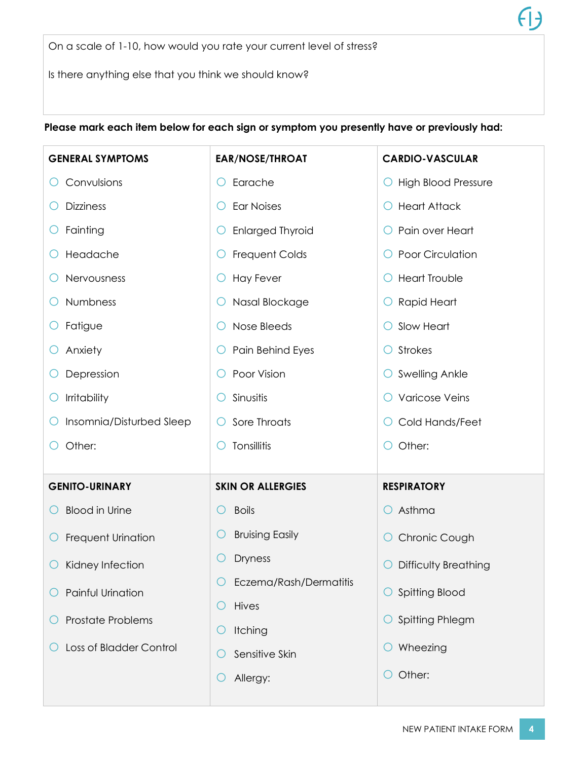On a scale of 1-10, how would you rate your current level of stress?

Is there anything else that you think we should know?

**Please mark each item below for each sign or symptom you presently have or previously had:**

| GENERAL SYMPTOMS | EAR/NOSE/THROAT | CARDIO-VASCULAR |
|---|---|---|
| ○ Convulsions | ○ Earache | ○ High Blood Pressure |
| ○ Dizziness | ○ Ear Noises | ○ Heart Attack |
| ○ Fainting | ○ Enlarged Thyroid | ○ Pain over Heart |
| ○ Headache | ○ Frequent Colds | ○ Poor Circulation |
| ○ Nervousness | ○ Hay Fever | ○ Heart Trouble |
| ○ Numbness | ○ Nasal Blockage | ○ Rapid Heart |
| ○ Fatigue | ○ Nose Bleeds | ○ Slow Heart |
| ○ Anxiety | ○ Pain Behind Eyes | ○ Strokes |
| ○ Depression | ○ Poor Vision | ○ Swelling Ankle |
| ○ Irritability | ○ Sinusitis | ○ Varicose Veins |
| ○ Insomnia/Disturbed Sleep | ○ Sore Throats | ○ Cold Hands/Feet |
| ○ Other: | ○ Tonsillitis | ○ Other: |

| GENITO-URINARY | SKIN OR ALLERGIES | RESPIRATORY |
|---|---|---|
| ○ Blood in Urine | ○ Boils | ○ Asthma |
| ○ Frequent Urination | ○ Bruising Easily | ○ Chronic Cough |
| ○ Kidney Infection | ○ Dryness | ○ Difficulty Breathing |
| ○ Painful Urination | ○ Eczema/Rash/Dermatitis | ○ Spitting Blood |
| ○ Prostate Problems | ○ Hives | ○ Spitting Phlegm |
| ○ Loss of Bladder Control | ○ Itching | ○ Wheezing |
| | ○ Sensitive Skin | ○ Other: |
| | ○ Allergy: | |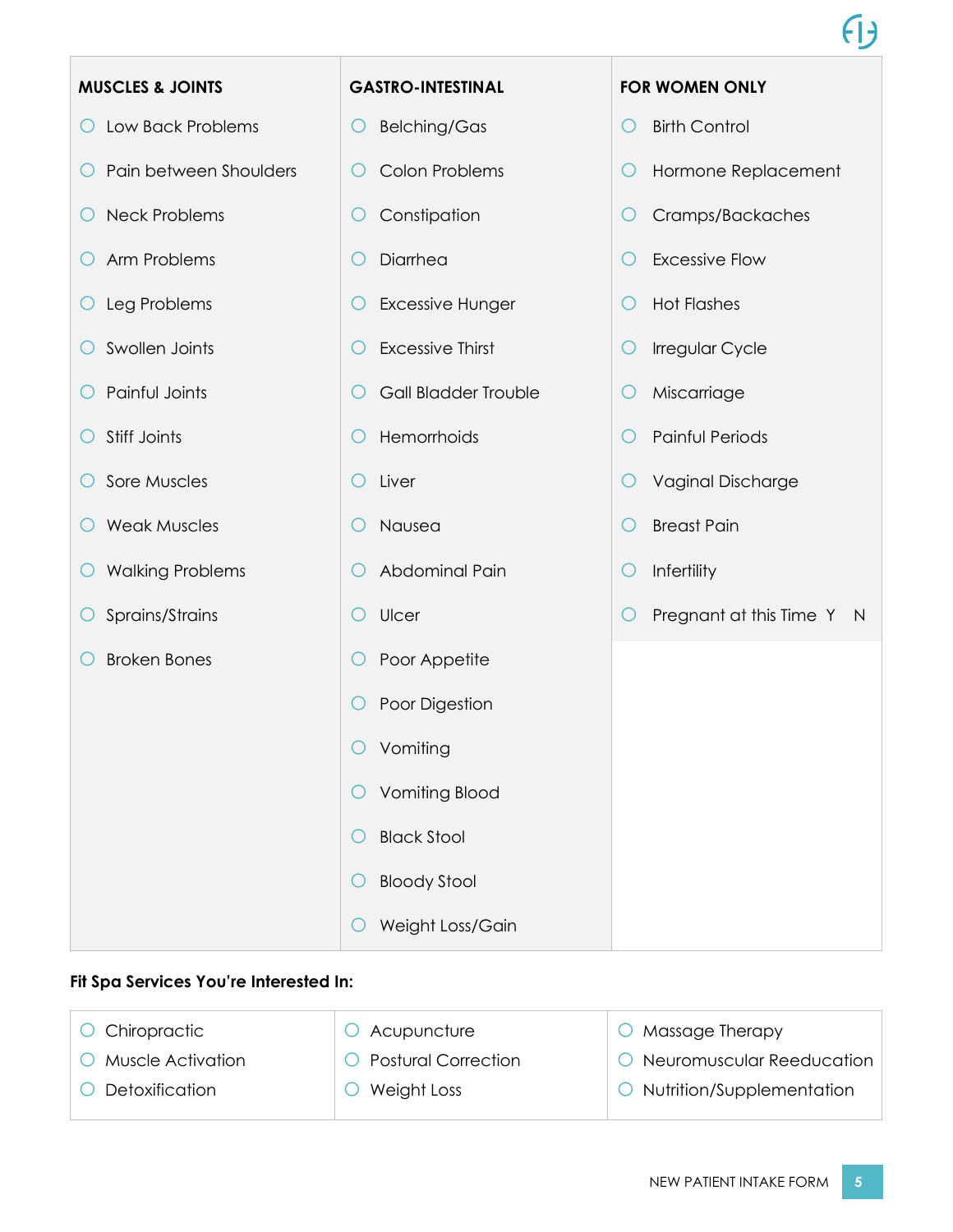| MUSCLES & JOINTS | GASTRO-INTESTINAL | FOR WOMEN ONLY |
|---|---|---|
| ○ Low Back Problems | ○ Belching/Gas | ○ Birth Control |
| ○ Pain between Shoulders | ○ Colon Problems | ○ Hormone Replacement |
| ○ Neck Problems | ○ Constipation | ○ Cramps/Backaches |
| ○ Arm Problems | ○ Diarrhea | ○ Excessive Flow |
| ○ Leg Problems | ○ Excessive Hunger | ○ Hot Flashes |
| ○ Swollen Joints | ○ Excessive Thirst | ○ Irregular Cycle |
| ○ Painful Joints | ○ Gall Bladder Trouble | ○ Miscarriage |
| ○ Stiff Joints | ○ Hemorrhoids | ○ Painful Periods |
| ○ Sore Muscles | ○ Liver | ○ Vaginal Discharge |
| ○ Weak Muscles | ○ Nausea | ○ Breast Pain |
| ○ Walking Problems | ○ Abdominal Pain | ○ Infertility |
| ○ Sprains/Strains | ○ Ulcer | ○ Pregnant at this Time Y N |
| ○ Broken Bones | ○ Poor Appetite | |
| | ○ Poor Digestion | |
| | ○ Vomiting | |
| | ○ Vomiting Blood | |
| | ○ Black Stool | |
| | ○ Bloody Stool | |
| | ○ Weight Loss/Gain | |

**Fit Spa Services You're Interested In:**

| | | |
|---|---|---|
| ○ Chiropractic | ○ Acupuncture | ○ Massage Therapy |
| ○ Muscle Activation | ○ Postural Correction | ○ Neuromuscular Reeducation |
| ○ Detoxification | ○ Weight Loss | ○ Nutrition/Supplementation |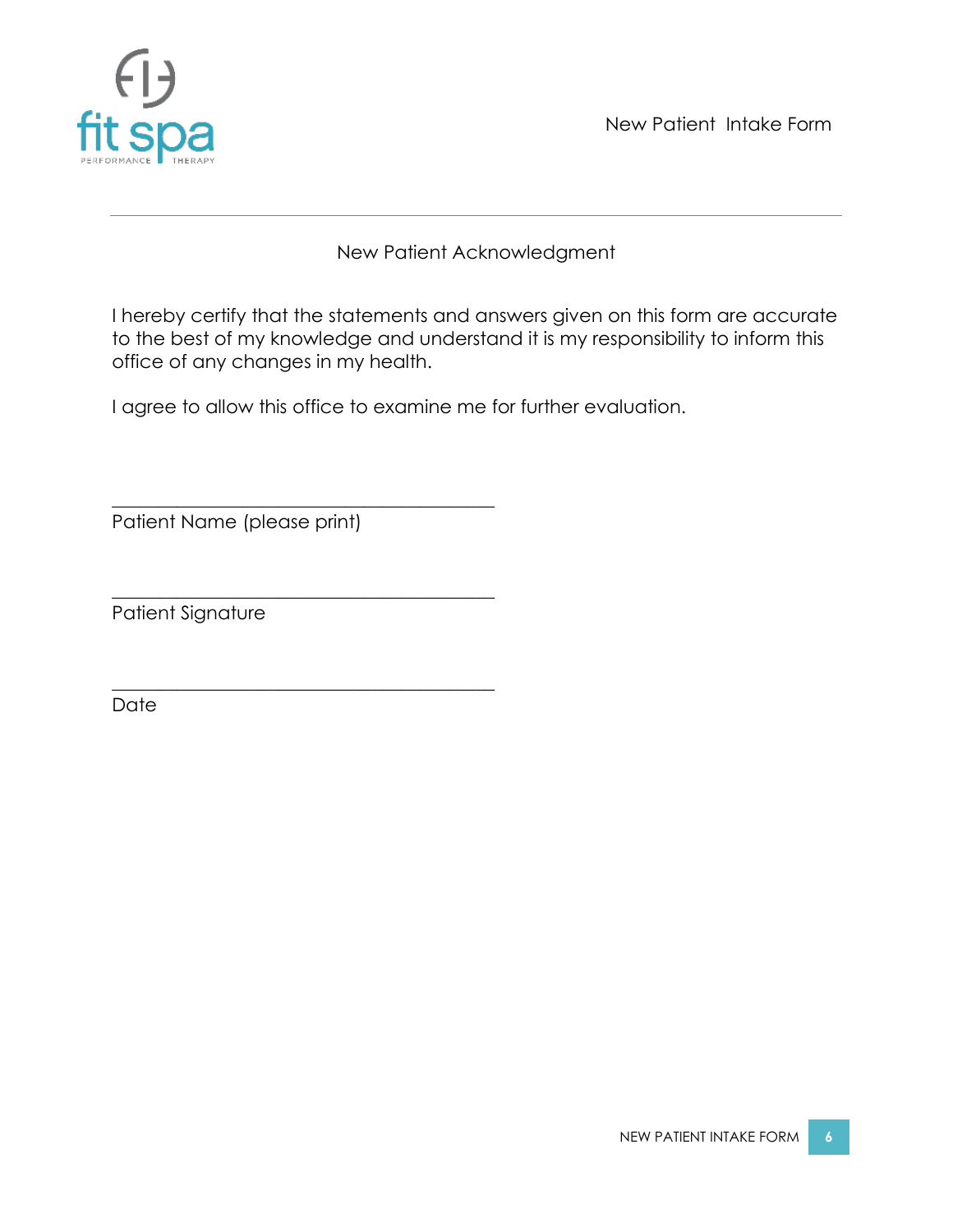## New Patient Acknowledgment

I hereby certify that the statements and answers given on this form are accurate to the best of my knowledge and understand it is my responsibility to inform this office of any changes in my health.

I agree to allow this office to examine me for further evaluation.

\_\_\_\_\_\_\_\_\_\_\_\_\_\_\_\_\_\_\_\_\_\_\_\_\_\_\_\_\_\_\_\_\_\_\_\_\_\_\_\_

Patient Name (please print)

\_\_\_\_\_\_\_\_\_\_\_\_\_\_\_\_\_\_\_\_\_\_\_\_\_\_\_\_\_\_\_\_\_\_\_\_\_\_\_\_

Patient Signature

\_\_\_\_\_\_\_\_\_\_\_\_\_\_\_\_\_\_\_\_\_\_\_\_\_\_\_\_\_\_\_\_\_\_\_\_\_\_\_\_

Date